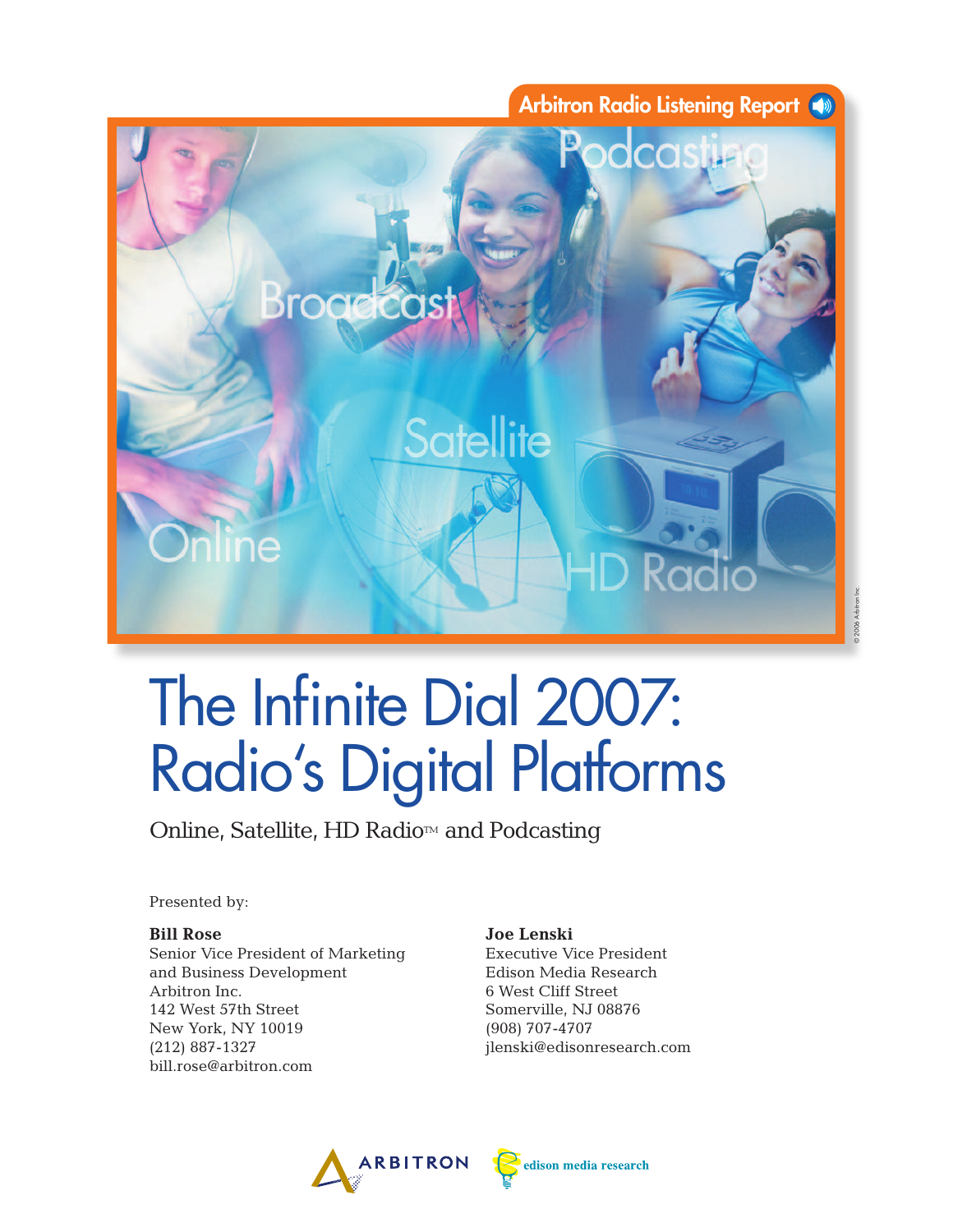Arbitron Radio Listening Report

# The Infinite Dial 2007: Radio's Digital Platforms

Online, Satellite, HD Radio™ and Podcasting

Presented by:

**Bill Rose**
Senior Vice President of Marketing and Business Development
Arbitron Inc.
142 West 57th Street
New York, NY 10019
(212) 887-1327
bill.rose@arbitron.com

**Joe Lenski**
Executive Vice President
Edison Media Research
6 West Cliff Street
Somerville, NJ 08876
(908) 707-4707
jlenski@edisonresearch.com

ARBITRON

edison media research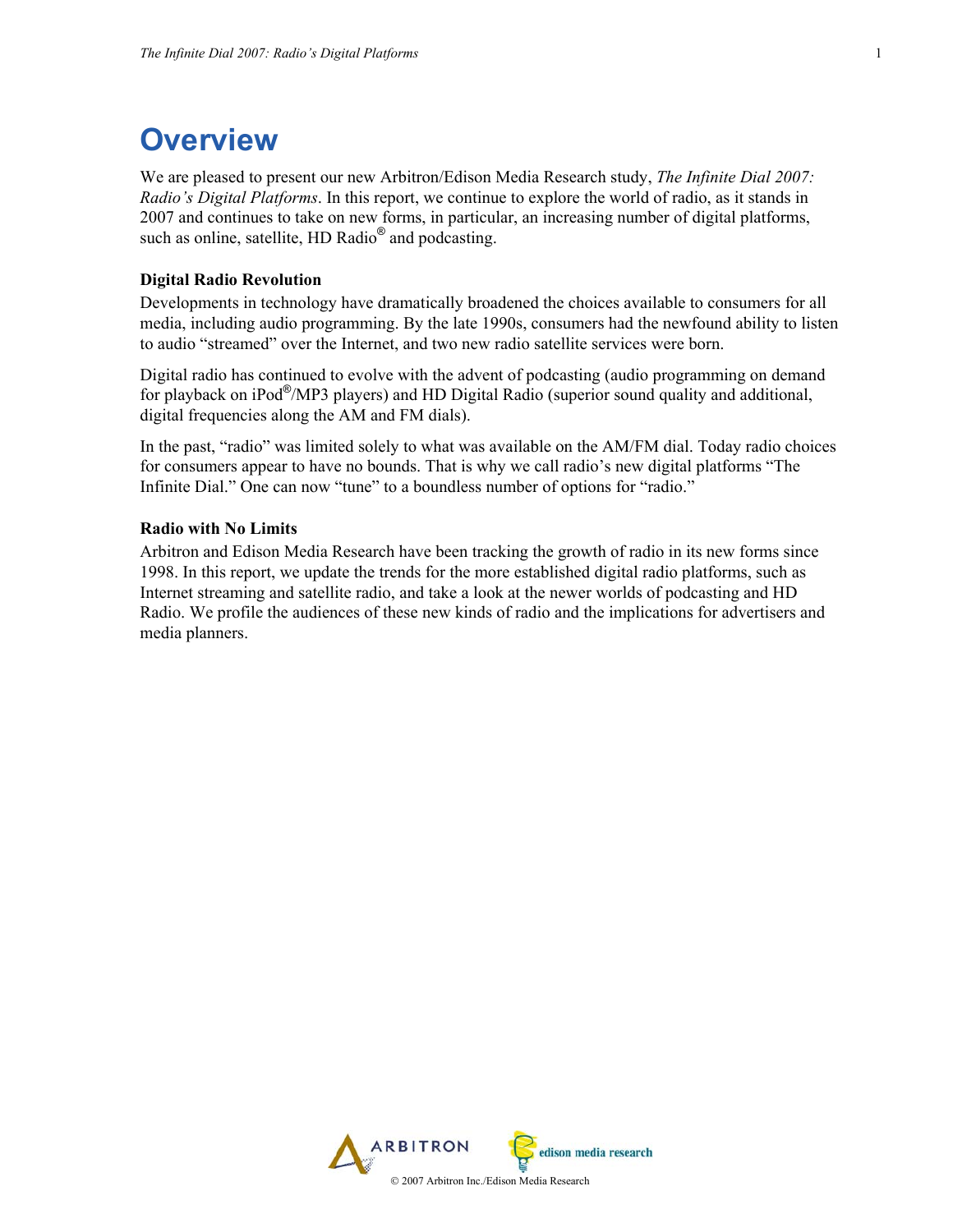# Overview

We are pleased to present our new Arbitron/Edison Media Research study, *The Infinite Dial 2007: Radio's Digital Platforms*. In this report, we continue to explore the world of radio, as it stands in 2007 and continues to take on new forms, in particular, an increasing number of digital platforms, such as online, satellite, HD Radio® and podcasting.

**Digital Radio Revolution**

Developments in technology have dramatically broadened the choices available to consumers for all media, including audio programming. By the late 1990s, consumers had the newfound ability to listen to audio "streamed" over the Internet, and two new radio satellite services were born.

Digital radio has continued to evolve with the advent of podcasting (audio programming on demand for playback on iPod®/MP3 players) and HD Digital Radio (superior sound quality and additional, digital frequencies along the AM and FM dials).

In the past, "radio" was limited solely to what was available on the AM/FM dial. Today radio choices for consumers appear to have no bounds. That is why we call radio's new digital platforms "The Infinite Dial." One can now "tune" to a boundless number of options for "radio."

**Radio with No Limits**

Arbitron and Edison Media Research have been tracking the growth of radio in its new forms since 1998. In this report, we update the trends for the more established digital radio platforms, such as Internet streaming and satellite radio, and take a look at the newer worlds of podcasting and HD Radio. We profile the audiences of these new kinds of radio and the implications for advertisers and media planners.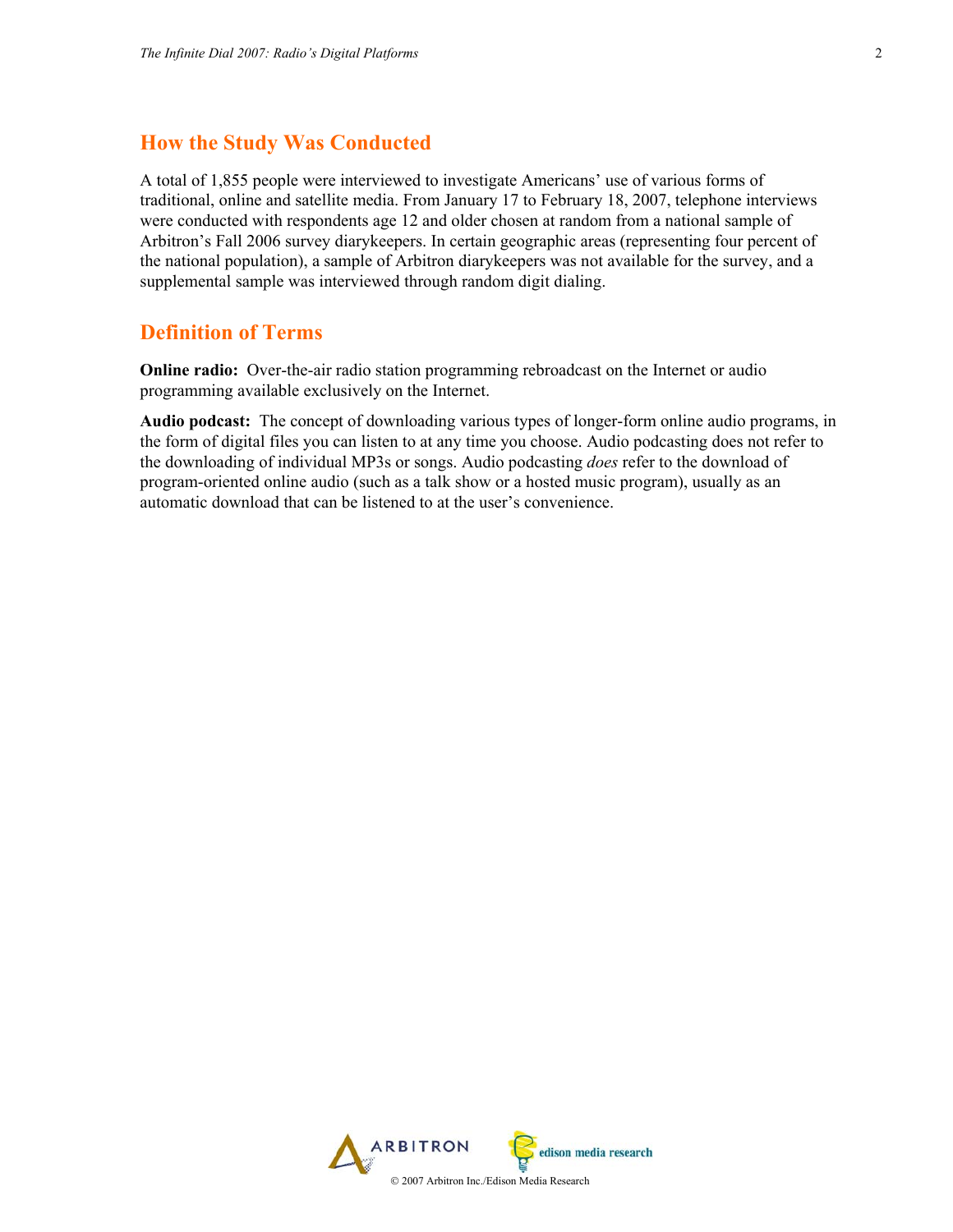## How the Study Was Conducted

A total of 1,855 people were interviewed to investigate Americans' use of various forms of traditional, online and satellite media. From January 17 to February 18, 2007, telephone interviews were conducted with respondents age 12 and older chosen at random from a national sample of Arbitron's Fall 2006 survey diarykeepers. In certain geographic areas (representing four percent of the national population), a sample of Arbitron diarykeepers was not available for the survey, and a supplemental sample was interviewed through random digit dialing.

## Definition of Terms

**Online radio:** Over-the-air radio station programming rebroadcast on the Internet or audio programming available exclusively on the Internet.

**Audio podcast:** The concept of downloading various types of longer-form online audio programs, in the form of digital files you can listen to at any time you choose. Audio podcasting does not refer to the downloading of individual MP3s or songs. Audio podcasting *does* refer to the download of program-oriented online audio (such as a talk show or a hosted music program), usually as an automatic download that can be listened to at the user's convenience.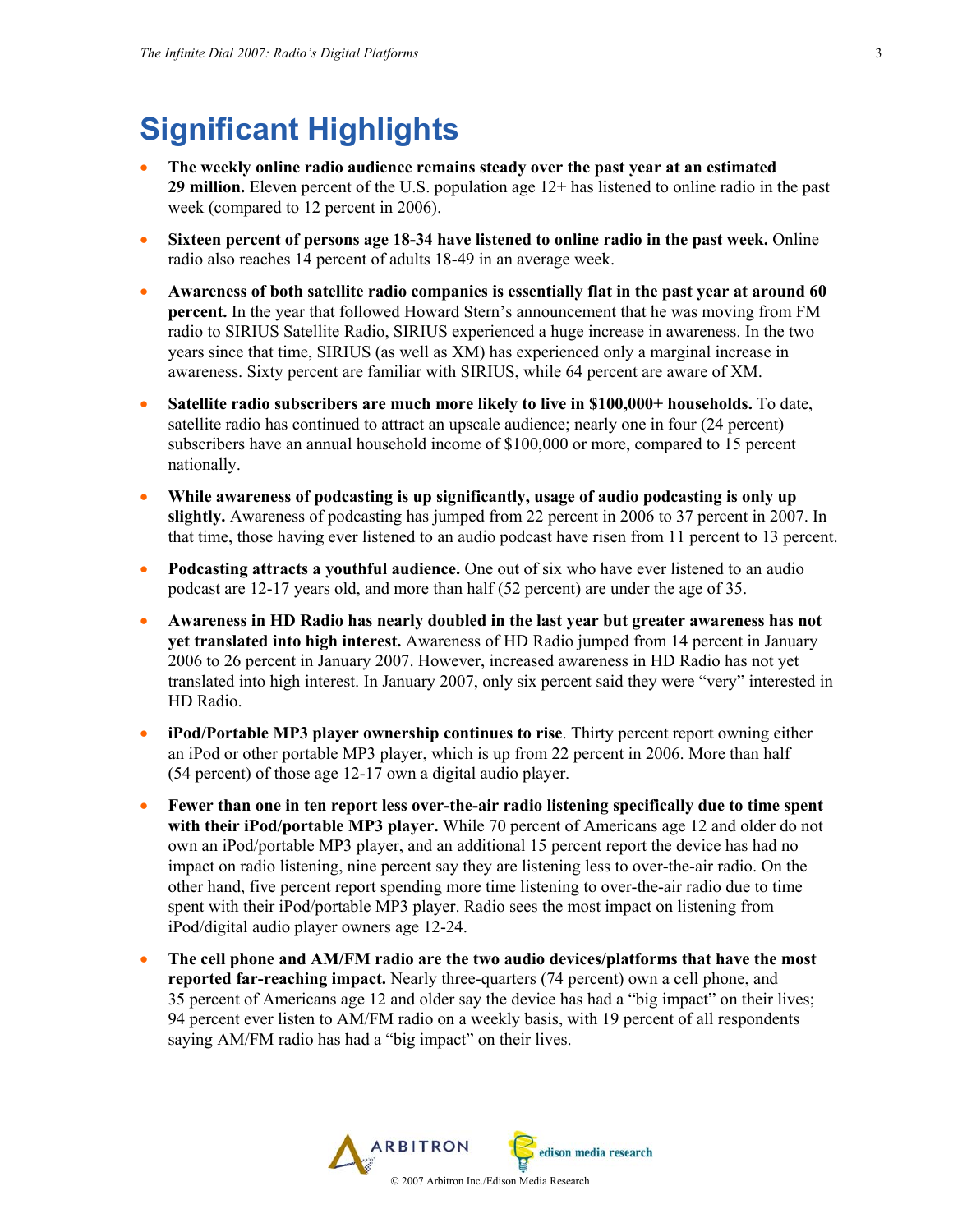# Significant Highlights

- **The weekly online radio audience remains steady over the past year at an estimated 29 million.** Eleven percent of the U.S. population age 12+ has listened to online radio in the past week (compared to 12 percent in 2006).
- **Sixteen percent of persons age 18-34 have listened to online radio in the past week.** Online radio also reaches 14 percent of adults 18-49 in an average week.
- **Awareness of both satellite radio companies is essentially flat in the past year at around 60 percent.** In the year that followed Howard Stern's announcement that he was moving from FM radio to SIRIUS Satellite Radio, SIRIUS experienced a huge increase in awareness. In the two years since that time, SIRIUS (as well as XM) has experienced only a marginal increase in awareness. Sixty percent are familiar with SIRIUS, while 64 percent are aware of XM.
- **Satellite radio subscribers are much more likely to live in $100,000+ households.** To date, satellite radio has continued to attract an upscale audience; nearly one in four (24 percent) subscribers have an annual household income of $100,000 or more, compared to 15 percent nationally.
- **While awareness of podcasting is up significantly, usage of audio podcasting is only up slightly.** Awareness of podcasting has jumped from 22 percent in 2006 to 37 percent in 2007. In that time, those having ever listened to an audio podcast have risen from 11 percent to 13 percent.
- **Podcasting attracts a youthful audience.** One out of six who have ever listened to an audio podcast are 12-17 years old, and more than half (52 percent) are under the age of 35.
- **Awareness in HD Radio has nearly doubled in the last year but greater awareness has not yet translated into high interest.** Awareness of HD Radio jumped from 14 percent in January 2006 to 26 percent in January 2007. However, increased awareness in HD Radio has not yet translated into high interest. In January 2007, only six percent said they were "very" interested in HD Radio.
- **iPod/Portable MP3 player ownership continues to rise**. Thirty percent report owning either an iPod or other portable MP3 player, which is up from 22 percent in 2006. More than half (54 percent) of those age 12-17 own a digital audio player.
- **Fewer than one in ten report less over-the-air radio listening specifically due to time spent with their iPod/portable MP3 player.** While 70 percent of Americans age 12 and older do not own an iPod/portable MP3 player, and an additional 15 percent report the device has had no impact on radio listening, nine percent say they are listening less to over-the-air radio. On the other hand, five percent report spending more time listening to over-the-air radio due to time spent with their iPod/portable MP3 player. Radio sees the most impact on listening from iPod/digital audio player owners age 12-24.
- **The cell phone and AM/FM radio are the two audio devices/platforms that have the most reported far-reaching impact.** Nearly three-quarters (74 percent) own a cell phone, and 35 percent of Americans age 12 and older say the device has had a "big impact" on their lives; 94 percent ever listen to AM/FM radio on a weekly basis, with 19 percent of all respondents saying AM/FM radio has had a "big impact" on their lives.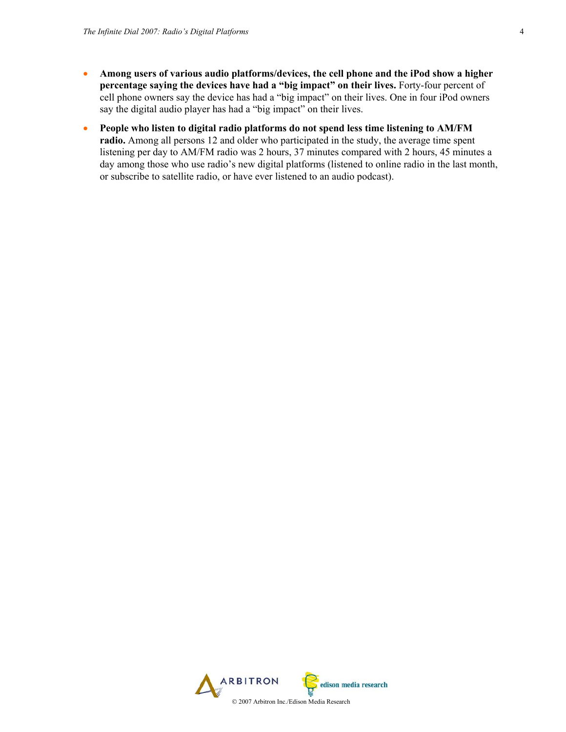- **Among users of various audio platforms/devices, the cell phone and the iPod show a higher percentage saying the devices have had a "big impact" on their lives.** Forty-four percent of cell phone owners say the device has had a "big impact" on their lives. One in four iPod owners say the digital audio player has had a "big impact" on their lives.
- **People who listen to digital radio platforms do not spend less time listening to AM/FM radio.** Among all persons 12 and older who participated in the study, the average time spent listening per day to AM/FM radio was 2 hours, 37 minutes compared with 2 hours, 45 minutes a day among those who use radio's new digital platforms (listened to online radio in the last month, or subscribe to satellite radio, or have ever listened to an audio podcast).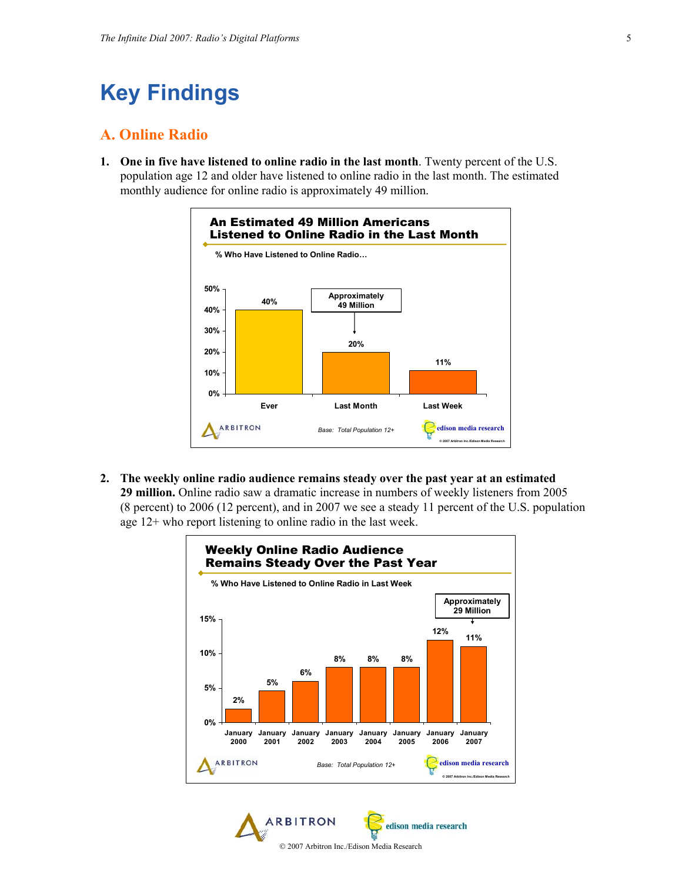# Key Findings

## A. Online Radio

1. **One in five have listened to online radio in the last month**. Twenty percent of the U.S. population age 12 and older have listened to online radio in the last month. The estimated monthly audience for online radio is approximately 49 million.

**An Estimated 49 Million Americans Listened to Online Radio in the Last Month**

% Who Have Listened to Online Radio…

| | Ever | Last Month | Last Week |
|---|---|---|---|
| % | 40% | 20% (Approximately 49 Million) | 11% |

Base: Total Population 12+

2. **The weekly online radio audience remains steady over the past year at an estimated 29 million.** Online radio saw a dramatic increase in numbers of weekly listeners from 2005 (8 percent) to 2006 (12 percent), and in 2007 we see a steady 11 percent of the U.S. population age 12+ who report listening to online radio in the last week.

**Weekly Online Radio Audience Remains Steady Over the Past Year**

% Who Have Listened to Online Radio in Last Week

| January 2000 | January 2001 | January 2002 | January 2003 | January 2004 | January 2005 | January 2006 | January 2007 |
|---|---|---|---|---|---|---|---|
| 2% | 5% | 6% | 8% | 8% | 8% | 12% | 11% (Approximately 29 Million) |

Base: Total Population 12+

© 2007 Arbitron Inc./Edison Media Research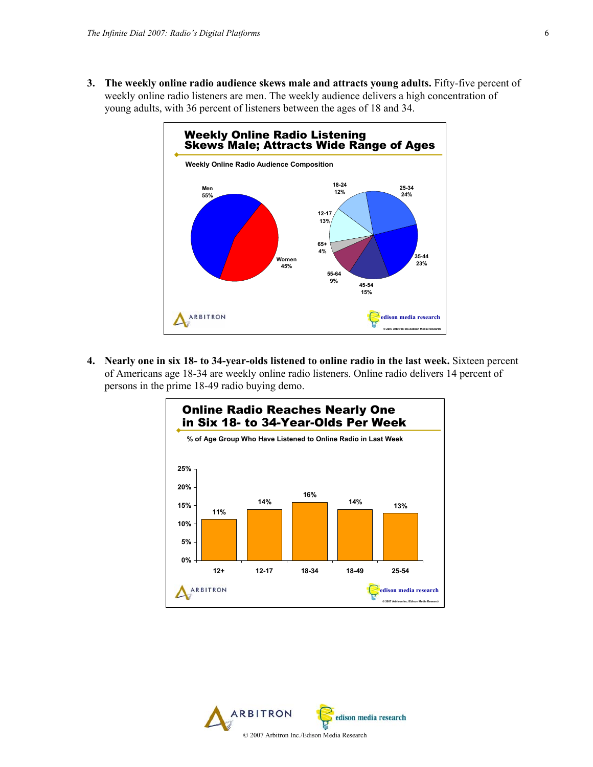3. **The weekly online radio audience skews male and attracts young adults.** Fifty-five percent of weekly online radio listeners are men. The weekly audience delivers a high concentration of young adults, with 36 percent of listeners between the ages of 18 and 34.

**Weekly Online Radio Listening Skews Male; Attracts Wide Range of Ages**

Weekly Online Radio Audience Composition

| Gender | % |
|---|---|
| Men | 55% |
| Women | 45% |

| Age | % |
|---|---|
| 12-17 | 13% |
| 18-24 | 12% |
| 25-34 | 24% |
| 35-44 | 23% |
| 45-54 | 15% |
| 55-64 | 9% |
| 65+ | 4% |

4. **Nearly one in six 18- to 34-year-olds listened to online radio in the last week.** Sixteen percent of Americans age 18-34 are weekly online radio listeners. Online radio delivers 14 percent of persons in the prime 18-49 radio buying demo.

**Online Radio Reaches Nearly One in Six 18- to 34-Year-Olds Per Week**

% of Age Group Who Have Listened to Online Radio in Last Week

| Age Group | % |
|---|---|
| 12+ | 11% |
| 12-17 | 14% |
| 18-34 | 16% |
| 18-49 | 14% |
| 25-54 | 13% |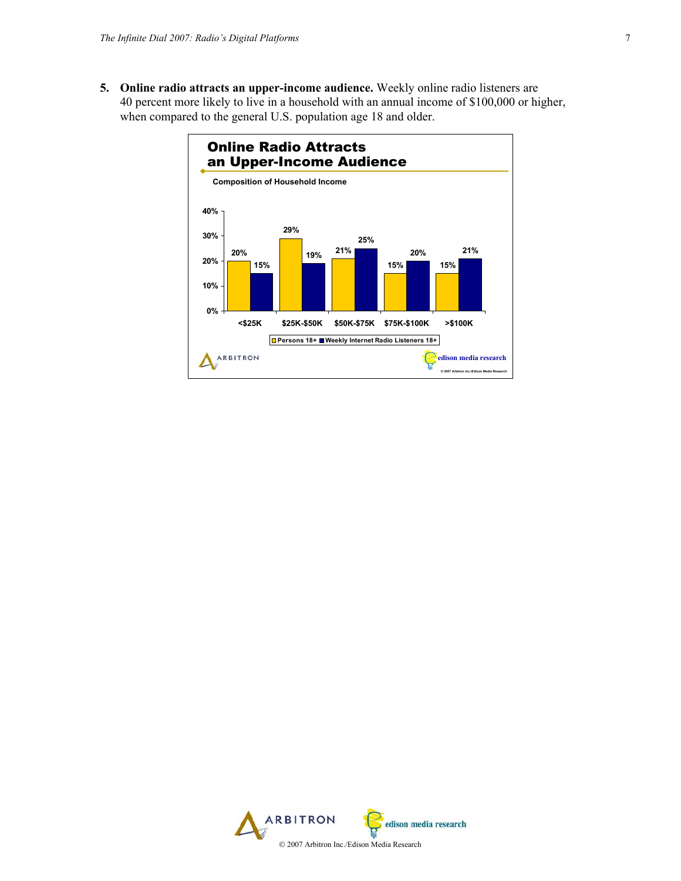5. **Online radio attracts an upper-income audience.** Weekly online radio listeners are 40 percent more likely to live in a household with an annual income of $100,000 or higher, when compared to the general U.S. population age 18 and older.

**Online Radio Attracts an Upper-Income Audience**

Composition of Household Income

| | <$25K | $25K-$50K | $50K-$75K | $75K-$100K | >$100K |
|---|---|---|---|---|---|
| Persons 18+ | 20% | 29% | 21% | 15% | 15% |
| Weekly Internet Radio Listeners 18+ | 15% | 19% | 25% | 20% | 21% |

© 2007 Arbitron Inc./Edison Media Research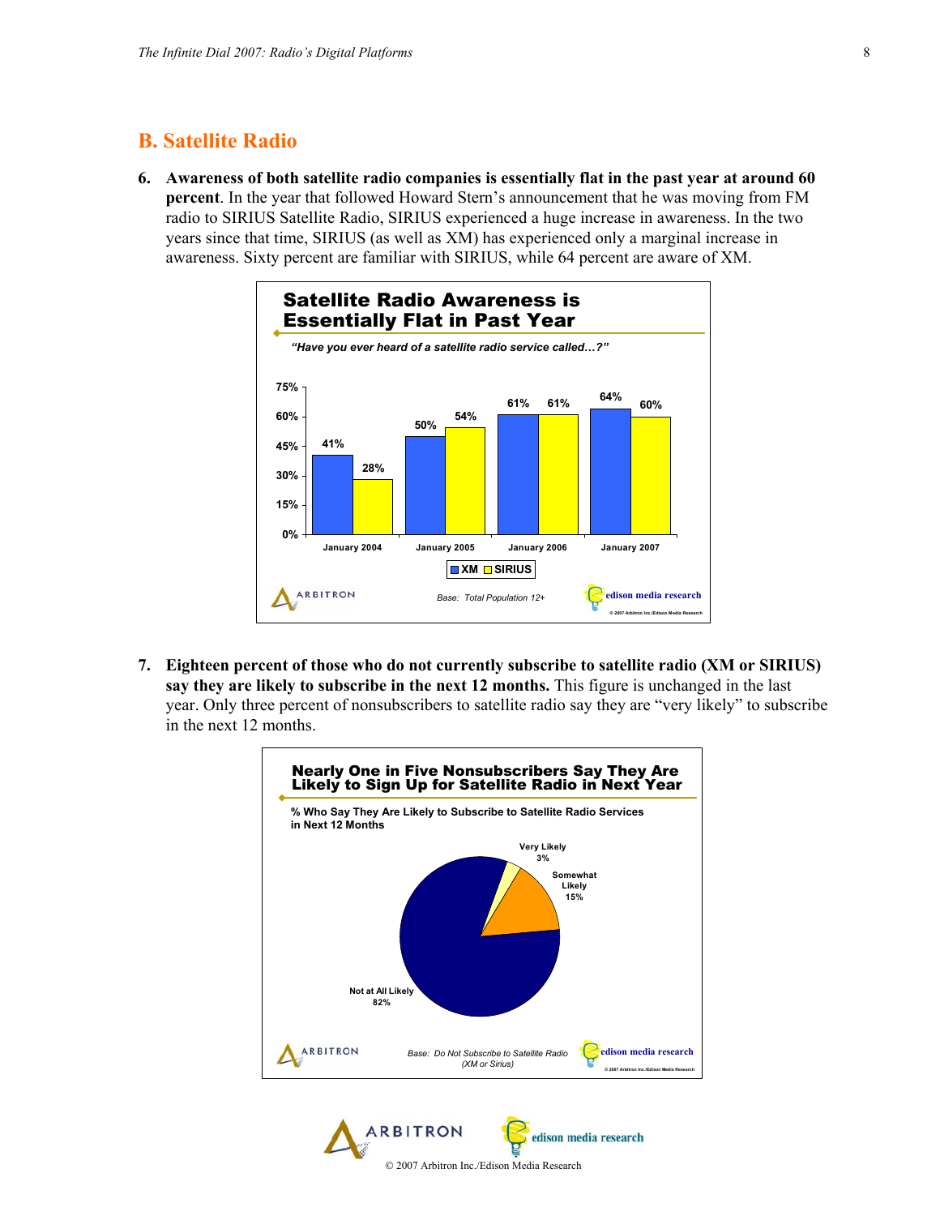## B. Satellite Radio

6. **Awareness of both satellite radio companies is essentially flat in the past year at around 60 percent**. In the year that followed Howard Stern's announcement that he was moving from FM radio to SIRIUS Satellite Radio, SIRIUS experienced a huge increase in awareness. In the two years since that time, SIRIUS (as well as XM) has experienced only a marginal increase in awareness. Sixty percent are familiar with SIRIUS, while 64 percent are aware of XM.

**Satellite Radio Awareness is Essentially Flat in Past Year**

*"Have you ever heard of a satellite radio service called…?"*

| | XM | SIRIUS |
|---|---|---|
| January 2004 | 41% | 28% |
| January 2005 | 50% | 54% |
| January 2006 | 61% | 61% |
| January 2007 | 64% | 60% |

*Base: Total Population 12+*

7. **Eighteen percent of those who do not currently subscribe to satellite radio (XM or SIRIUS) say they are likely to subscribe in the next 12 months.** This figure is unchanged in the last year. Only three percent of nonsubscribers to satellite radio say they are "very likely" to subscribe in the next 12 months.

**Nearly One in Five Nonsubscribers Say They Are Likely to Sign Up for Satellite Radio in Next Year**

% Who Say They Are Likely to Subscribe to Satellite Radio Services in Next 12 Months

| Response | % |
|---|---|
| Very Likely | 3% |
| Somewhat Likely | 15% |
| Not at All Likely | 82% |

*Base: Do Not Subscribe to Satellite Radio (XM or Sirius)*

© 2007 Arbitron Inc./Edison Media Research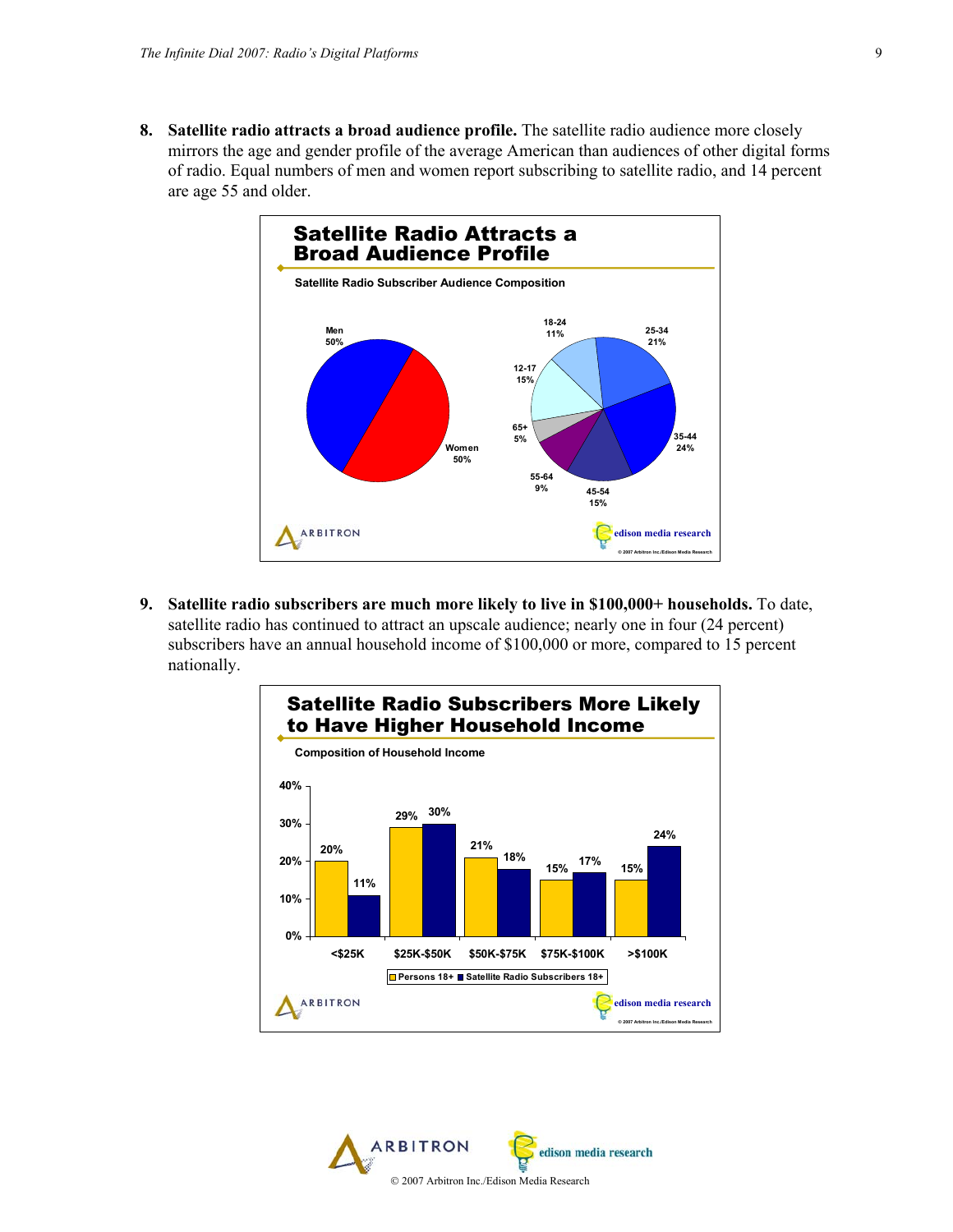8. **Satellite radio attracts a broad audience profile.** The satellite radio audience more closely mirrors the age and gender profile of the average American than audiences of other digital forms of radio. Equal numbers of men and women report subscribing to satellite radio, and 14 percent are age 55 and older.

**Satellite Radio Attracts a Broad Audience Profile**

Satellite Radio Subscriber Audience Composition

| Gender | % |
|---|---|
| Men | 50% |
| Women | 50% |

| Age | % |
|---|---|
| 12-17 | 15% |
| 18-24 | 11% |
| 25-34 | 21% |
| 35-44 | 24% |
| 45-54 | 15% |
| 55-64 | 9% |
| 65+ | 5% |

ARBITRON | edison media research | © 2007 Arbitron Inc./Edison Media Research

9. **Satellite radio subscribers are much more likely to live in \$100,000+ households.** To date, satellite radio has continued to attract an upscale audience; nearly one in four (24 percent) subscribers have an annual household income of \$100,000 or more, compared to 15 percent nationally.

**Satellite Radio Subscribers More Likely to Have Higher Household Income**

Composition of Household Income

| | <\$25K | \$25K-\$50K | \$50K-\$75K | \$75K-\$100K | >\$100K |
|---|---|---|---|---|---|
| Persons 18+ | 20% | 29% | 21% | 15% | 15% |
| Satellite Radio Subscribers 18+ | 11% | 30% | 18% | 17% | 24% |

ARBITRON | edison media research | © 2007 Arbitron Inc./Edison Media Research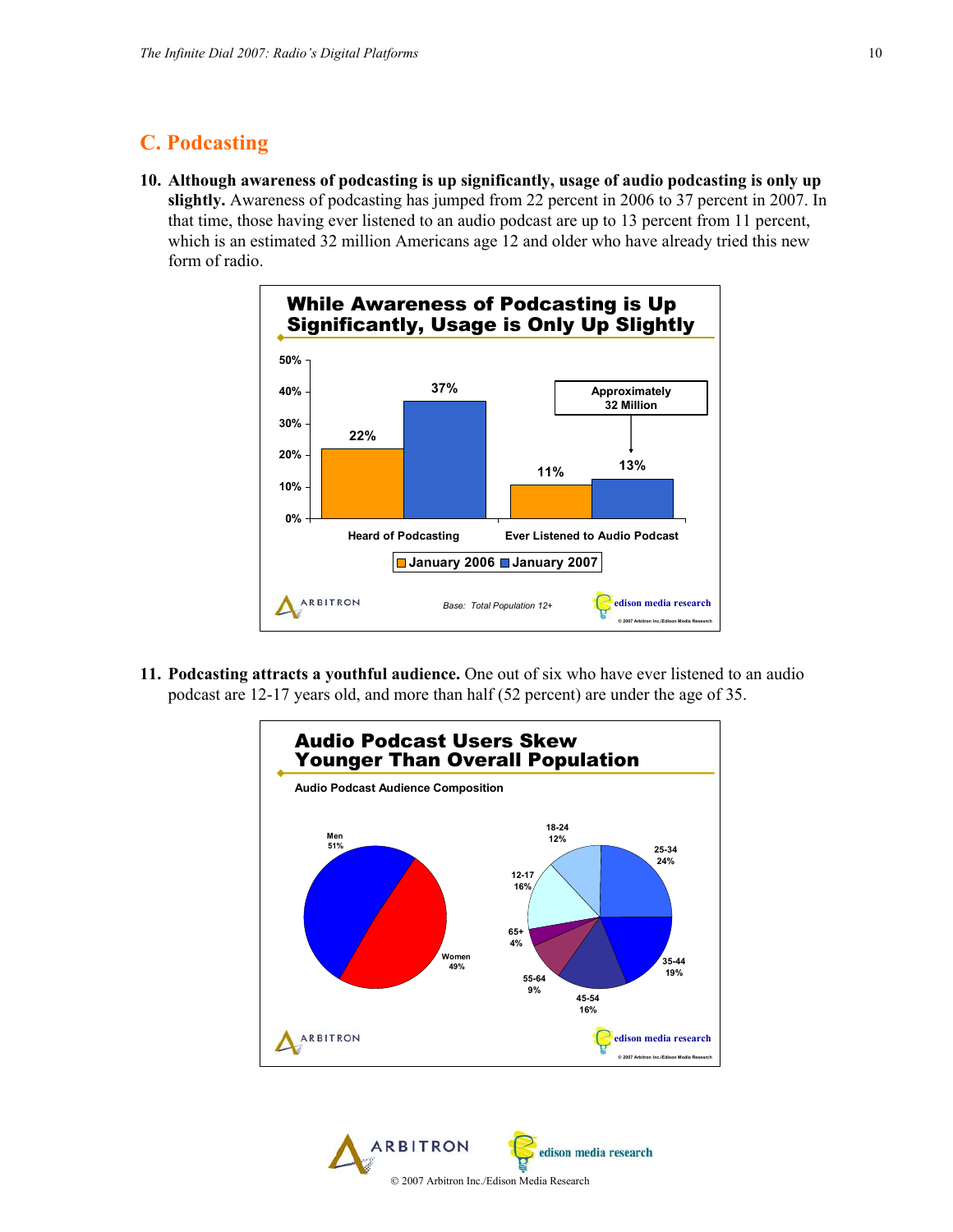## C. Podcasting

10. **Although awareness of podcasting is up significantly, usage of audio podcasting is only up slightly.** Awareness of podcasting has jumped from 22 percent in 2006 to 37 percent in 2007. In that time, those having ever listened to an audio podcast are up to 13 percent from 11 percent, which is an estimated 32 million Americans age 12 and older who have already tried this new form of radio.

**While Awareness of Podcasting is Up Significantly, Usage is Only Up Slightly**

| | January 2006 | January 2007 |
|---|---|---|
| Heard of Podcasting | 22% | 37% |
| Ever Listened to Audio Podcast | 11% | 13% (Approximately 32 Million) |

Base: Total Population 12+

11. **Podcasting attracts a youthful audience.** One out of six who have ever listened to an audio podcast are 12-17 years old, and more than half (52 percent) are under the age of 35.

**Audio Podcast Users Skew Younger Than Overall Population**

Audio Podcast Audience Composition

| Gender | % |
|---|---|
| Men | 51% |
| Women | 49% |

| Age | % |
|---|---|
| 12-17 | 16% |
| 18-24 | 12% |
| 25-34 | 24% |
| 35-44 | 19% |
| 45-54 | 16% |
| 55-64 | 9% |
| 65+ | 4% |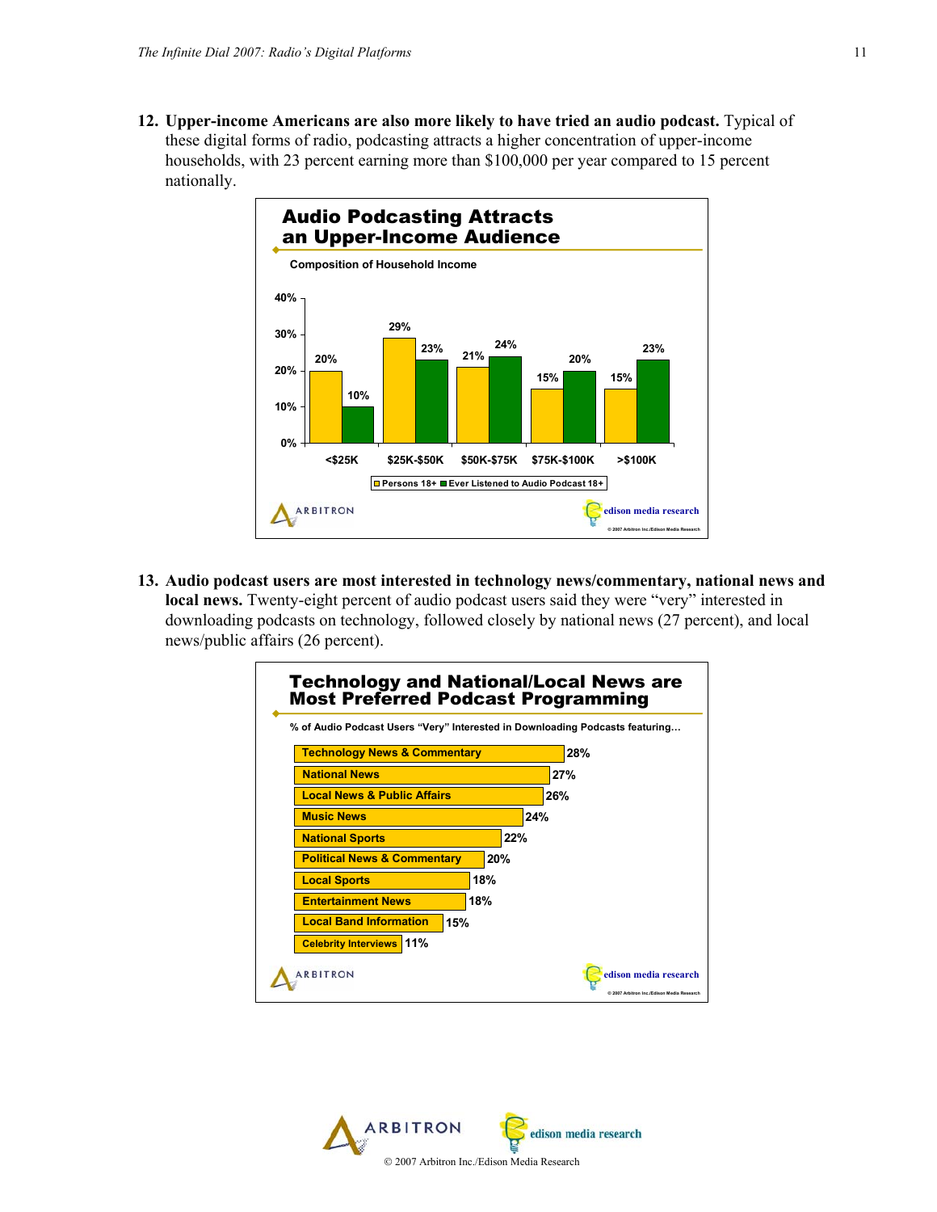12. **Upper-income Americans are also more likely to have tried an audio podcast.** Typical of these digital forms of radio, podcasting attracts a higher concentration of upper-income households, with 23 percent earning more than $100,000 per year compared to 15 percent nationally.

**Audio Podcasting Attracts an Upper-Income Audience**

Composition of Household Income

| | <$25K | $25K-$50K | $50K-$75K | $75K-$100K | >$100K |
|---|---|---|---|---|---|
| Persons 18+ | 20% | 29% | 21% | 15% | 15% |
| Ever Listened to Audio Podcast 18+ | 10% | 23% | 24% | 20% | 23% |

13. **Audio podcast users are most interested in technology news/commentary, national news and local news.** Twenty-eight percent of audio podcast users said they were "very" interested in downloading podcasts on technology, followed closely by national news (27 percent), and local news/public affairs (26 percent).

**Technology and National/Local News are Most Preferred Podcast Programming**

% of Audio Podcast Users "Very" Interested in Downloading Podcasts featuring…

| Programming | % |
|---|---|
| Technology News & Commentary | 28% |
| National News | 27% |
| Local News & Public Affairs | 26% |
| Music News | 24% |
| National Sports | 22% |
| Political News & Commentary | 20% |
| Local Sports | 18% |
| Entertainment News | 18% |
| Local Band Information | 15% |
| Celebrity Interviews | 11% |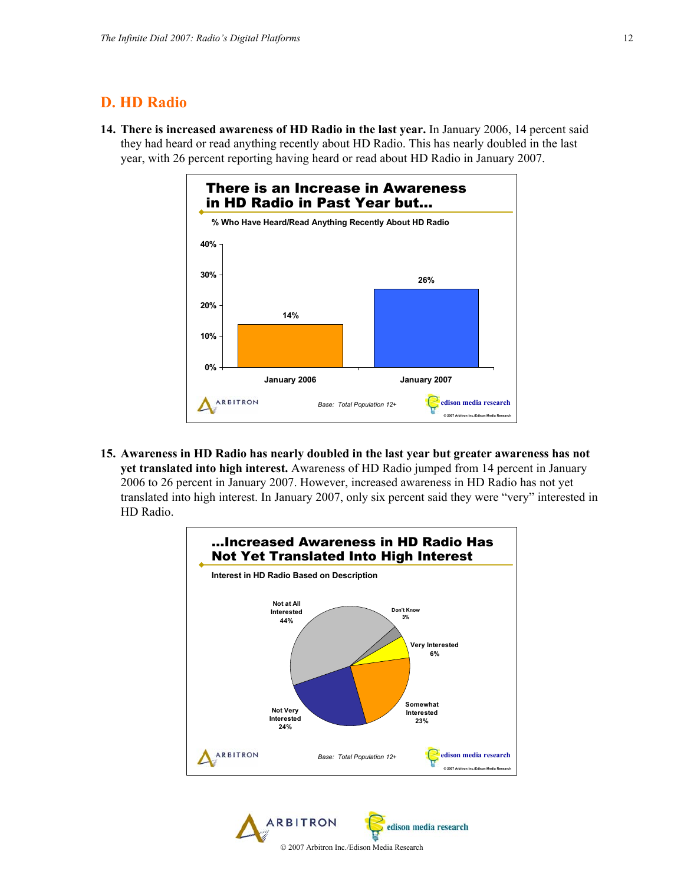## D. HD Radio

14. **There is increased awareness of HD Radio in the last year.** In January 2006, 14 percent said they had heard or read anything recently about HD Radio. This has nearly doubled in the last year, with 26 percent reporting having heard or read about HD Radio in January 2007.

**There is an Increase in Awareness in HD Radio in Past Year but…**

% Who Have Heard/Read Anything Recently About HD Radio

| | January 2006 | January 2007 |
|---|---|---|
| % | 14% | 26% |

Base: Total Population 12+

15. **Awareness in HD Radio has nearly doubled in the last year but greater awareness has not yet translated into high interest.** Awareness of HD Radio jumped from 14 percent in January 2006 to 26 percent in January 2007. However, increased awareness in HD Radio has not yet translated into high interest. In January 2007, only six percent said they were "very" interested in HD Radio.

**…Increased Awareness in HD Radio Has Not Yet Translated Into High Interest**

Interest in HD Radio Based on Description

| Response | % |
|---|---|
| Not at All Interested | 44% |
| Don't Know | 3% |
| Very Interested | 6% |
| Somewhat Interested | 23% |
| Not Very Interested | 24% |

Base: Total Population 12+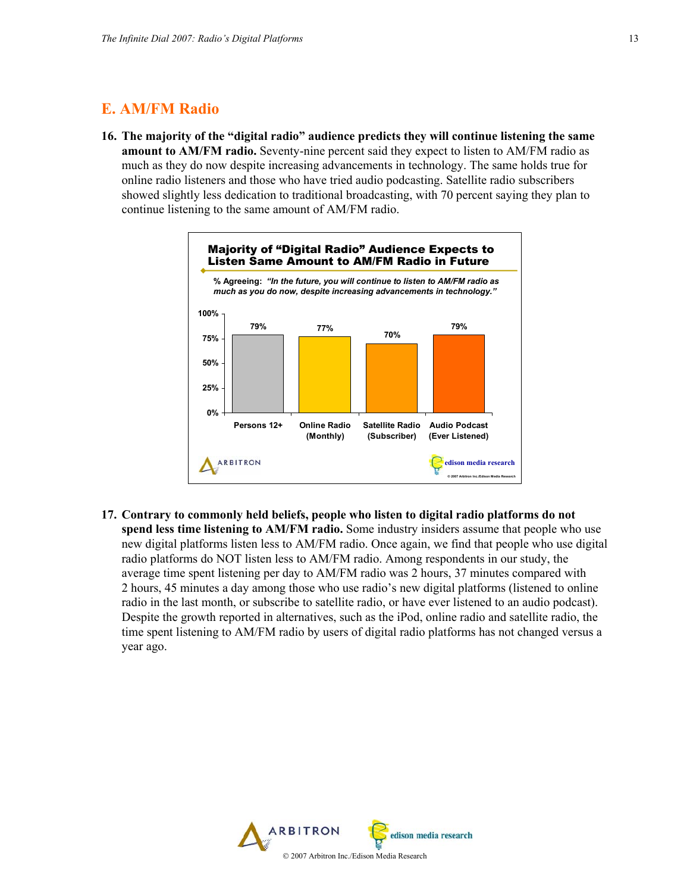## E. AM/FM Radio

16. **The majority of the "digital radio" audience predicts they will continue listening the same amount to AM/FM radio.** Seventy-nine percent said they expect to listen to AM/FM radio as much as they do now despite increasing advancements in technology. The same holds true for online radio listeners and those who have tried audio podcasting. Satellite radio subscribers showed slightly less dedication to traditional broadcasting, with 70 percent saying they plan to continue listening to the same amount of AM/FM radio.

**Majority of "Digital Radio" Audience Expects to Listen Same Amount to AM/FM Radio in Future**

% Agreeing: *"In the future, you will continue to listen to AM/FM radio as much as you do now, despite increasing advancements in technology."*

| Group | % Agreeing |
|---|---|
| Persons 12+ | 79% |
| Online Radio (Monthly) | 77% |
| Satellite Radio (Subscriber) | 70% |
| Audio Podcast (Ever Listened) | 79% |

© 2007 Arbitron Inc./Edison Media Research

17. **Contrary to commonly held beliefs, people who listen to digital radio platforms do not spend less time listening to AM/FM radio.** Some industry insiders assume that people who use new digital platforms listen less to AM/FM radio. Once again, we find that people who use digital radio platforms do NOT listen less to AM/FM radio. Among respondents in our study, the average time spent listening per day to AM/FM radio was 2 hours, 37 minutes compared with 2 hours, 45 minutes a day among those who use radio's new digital platforms (listened to online radio in the last month, or subscribe to satellite radio, or have ever listened to an audio podcast). Despite the growth reported in alternatives, such as the iPod, online radio and satellite radio, the time spent listening to AM/FM radio by users of digital radio platforms has not changed versus a year ago.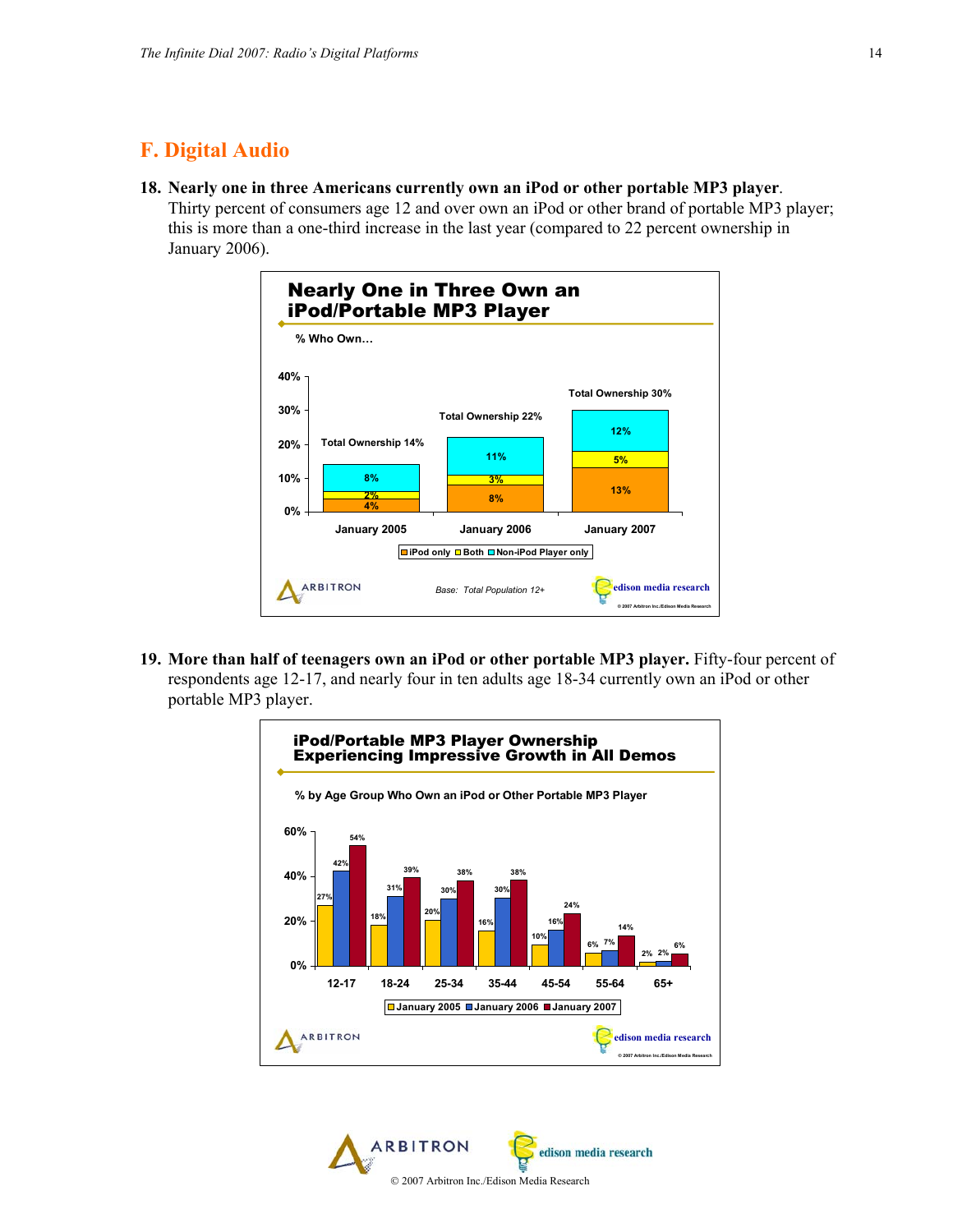## F. Digital Audio

**18. Nearly one in three Americans currently own an iPod or other portable MP3 player.** Thirty percent of consumers age 12 and over own an iPod or other brand of portable MP3 player; this is more than a one-third increase in the last year (compared to 22 percent ownership in January 2006).

**Nearly One in Three Own an iPod/Portable MP3 Player**

% Who Own…

| | January 2005 | January 2006 | January 2007 |
|---|---|---|---|
| iPod only | 4% | 8% | 13% |
| Both | 2% | 3% | 5% |
| Non-iPod Player only | 8% | 11% | 12% |
| Total Ownership | 14% | 22% | 30% |

Base: Total Population 12+

© 2007 Arbitron Inc./Edison Media Research

**19. More than half of teenagers own an iPod or other portable MP3 player.** Fifty-four percent of respondents age 12-17, and nearly four in ten adults age 18-34 currently own an iPod or other portable MP3 player.

**iPod/Portable MP3 Player Ownership Experiencing Impressive Growth in All Demos**

% by Age Group Who Own an iPod or Other Portable MP3 Player

| | 12-17 | 18-24 | 25-34 | 35-44 | 45-54 | 55-64 | 65+ |
|---|---|---|---|---|---|---|---|
| January 2005 | 27% | 18% | 20% | 16% | 10% | 6% | 2% |
| January 2006 | 42% | 31% | 30% | 30% | 16% | 7% | 2% |
| January 2007 | 54% | 39% | 38% | 38% | 24% | 14% | 6% |

© 2007 Arbitron Inc./Edison Media Research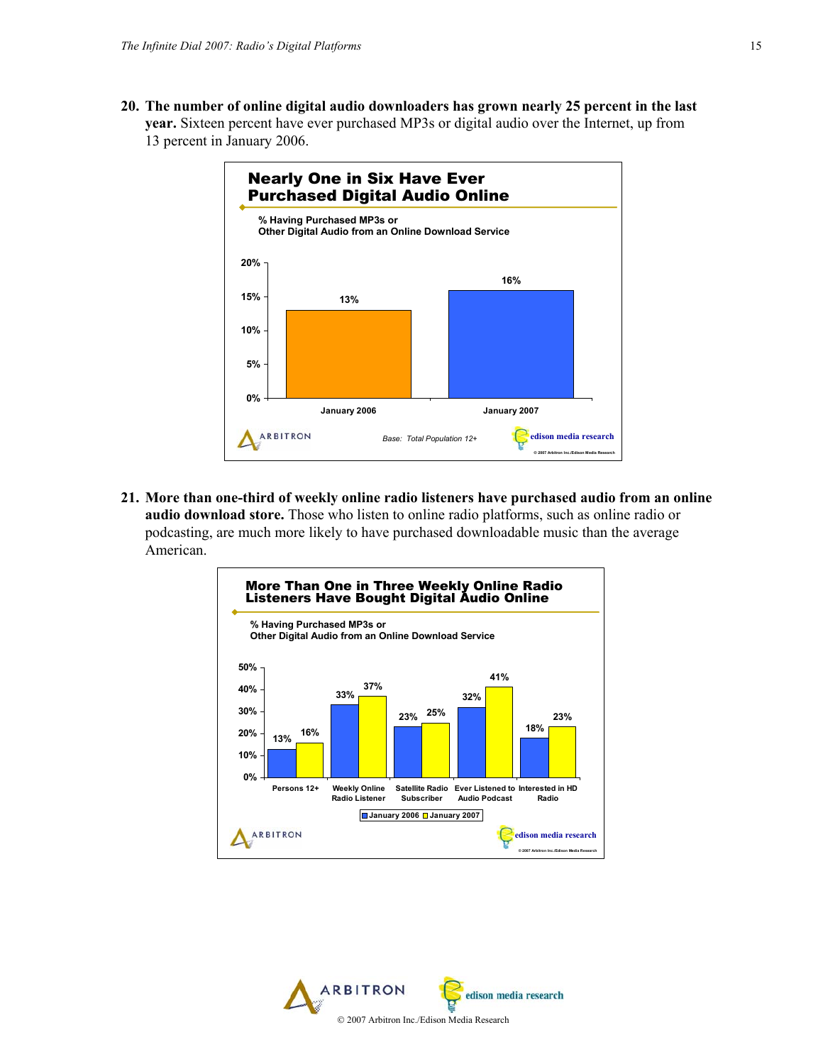**20. The number of online digital audio downloaders has grown nearly 25 percent in the last year.** Sixteen percent have ever purchased MP3s or digital audio over the Internet, up from 13 percent in January 2006.

**Nearly One in Six Have Ever Purchased Digital Audio Online**

% Having Purchased MP3s or Other Digital Audio from an Online Download Service

| | January 2006 | January 2007 |
|---|---|---|
| % Having Purchased | 13% | 16% |

Base: Total Population 12+

**21. More than one-third of weekly online radio listeners have purchased audio from an online audio download store.** Those who listen to online radio platforms, such as online radio or podcasting, are much more likely to have purchased downloadable music than the average American.

**More Than One in Three Weekly Online Radio Listeners Have Bought Digital Audio Online**

% Having Purchased MP3s or Other Digital Audio from an Online Download Service

| | January 2006 | January 2007 |
|---|---|---|
| Persons 12+ | 13% | 16% |
| Weekly Online Radio Listener | 33% | 37% |
| Satellite Radio Subscriber | 23% | 25% |
| Ever Listened to Audio Podcast | 32% | 41% |
| Interested in HD Radio | 18% | 23% |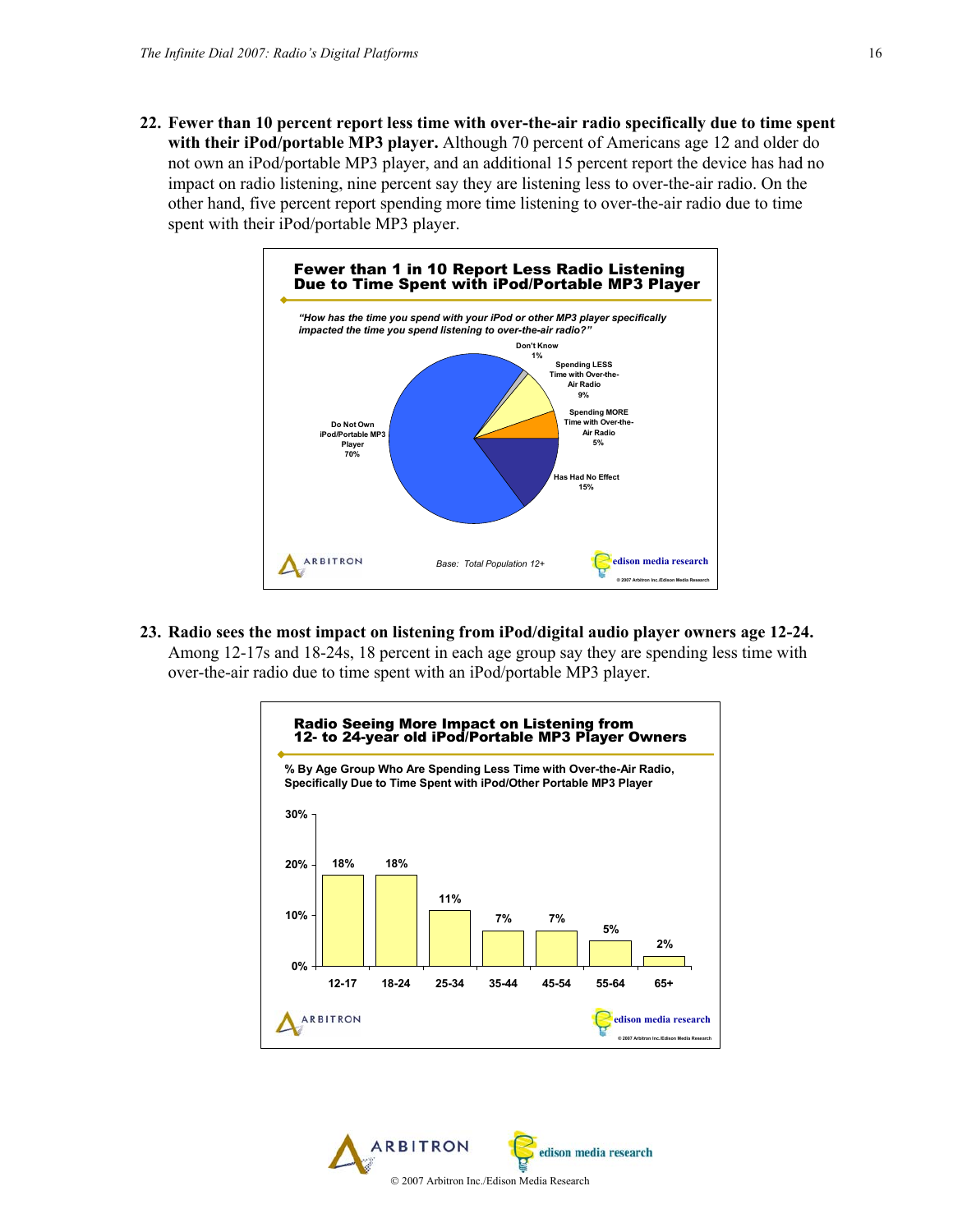22. **Fewer than 10 percent report less time with over-the-air radio specifically due to time spent with their iPod/portable MP3 player.** Although 70 percent of Americans age 12 and older do not own an iPod/portable MP3 player, and an additional 15 percent report the device has had no impact on radio listening, nine percent say they are listening less to over-the-air radio. On the other hand, five percent report spending more time listening to over-the-air radio due to time spent with their iPod/portable MP3 player.

**Fewer than 1 in 10 Report Less Radio Listening Due to Time Spent with iPod/Portable MP3 Player**

*"How has the time you spend with your iPod or other MP3 player specifically impacted the time you spend listening to over-the-air radio?"*

| Response | % |
|---|---|
| Do Not Own iPod/Portable MP3 Player | 70% |
| Has Had No Effect | 15% |
| Spending LESS Time with Over-the-Air Radio | 9% |
| Spending MORE Time with Over-the-Air Radio | 5% |
| Don't Know | 1% |

*Base: Total Population 12+*

23. **Radio sees the most impact on listening from iPod/digital audio player owners age 12-24.** Among 12-17s and 18-24s, 18 percent in each age group say they are spending less time with over-the-air radio due to time spent with an iPod/portable MP3 player.

**Radio Seeing More Impact on Listening from 12- to 24-year old iPod/Portable MP3 Player Owners**

**% By Age Group Who Are Spending Less Time with Over-the-Air Radio, Specifically Due to Time Spent with iPod/Other Portable MP3 Player**

| Age Group | % |
|---|---|
| 12-17 | 18% |
| 18-24 | 18% |
| 25-34 | 11% |
| 35-44 | 7% |
| 45-54 | 7% |
| 55-64 | 5% |
| 65+ | 2% |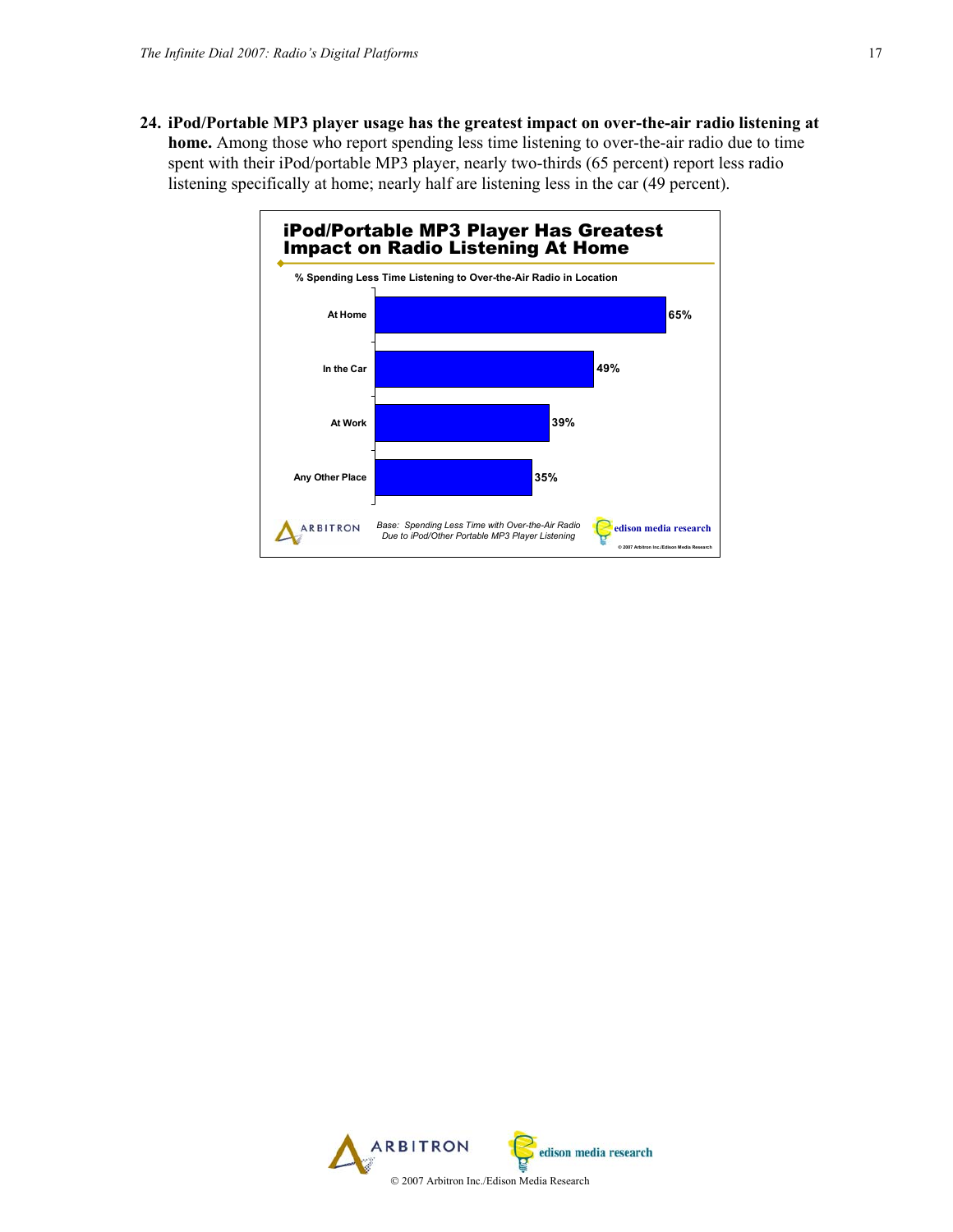**24. iPod/Portable MP3 player usage has the greatest impact on over-the-air radio listening at home.** Among those who report spending less time listening to over-the-air radio due to time spent with their iPod/portable MP3 player, nearly two-thirds (65 percent) report less radio listening specifically at home; nearly half are listening less in the car (49 percent).

**iPod/Portable MP3 Player Has Greatest Impact on Radio Listening At Home**

% Spending Less Time Listening to Over-the-Air Radio in Location

| Location | % |
|---|---|
| At Home | 65% |
| In the Car | 49% |
| At Work | 39% |
| Any Other Place | 35% |

*Base: Spending Less Time with Over-the-Air Radio Due to iPod/Other Portable MP3 Player Listening*

© 2007 Arbitron Inc./Edison Media Research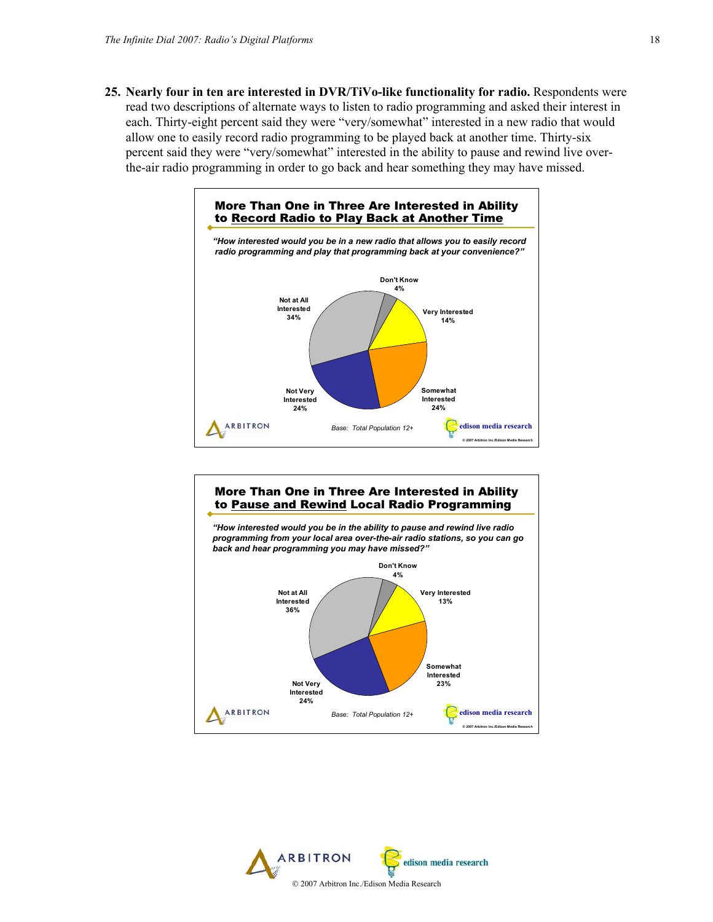25. **Nearly four in ten are interested in DVR/TiVo-like functionality for radio.** Respondents were read two descriptions of alternate ways to listen to radio programming and asked their interest in each. Thirty-eight percent said they were "very/somewhat" interested in a new radio that would allow one to easily record radio programming to be played back at another time. Thirty-six percent said they were "very/somewhat" interested in the ability to pause and rewind live over-the-air radio programming in order to go back and hear something they may have missed.

**More Than One in Three Are Interested in Ability to Record Radio to Play Back at Another Time**

*"How interested would you be in a new radio that allows you to easily record radio programming and play that programming back at your convenience?"*

| Response | % |
|---|---|
| Very Interested | 14% |
| Somewhat Interested | 24% |
| Not Very Interested | 24% |
| Not at All Interested | 34% |
| Don't Know | 4% |

*Base: Total Population 12+*

© 2007 Arbitron Inc./Edison Media Research

**More Than One in Three Are Interested in Ability to Pause and Rewind Local Radio Programming**

*"How interested would you be in the ability to pause and rewind live radio programming from your local area over-the-air radio stations, so you can go back and hear programming you may have missed?"*

| Response | % |
|---|---|
| Very Interested | 13% |
| Somewhat Interested | 23% |
| Not Very Interested | 24% |
| Not at All Interested | 36% |
| Don't Know | 4% |

*Base: Total Population 12+*

© 2007 Arbitron Inc./Edison Media Research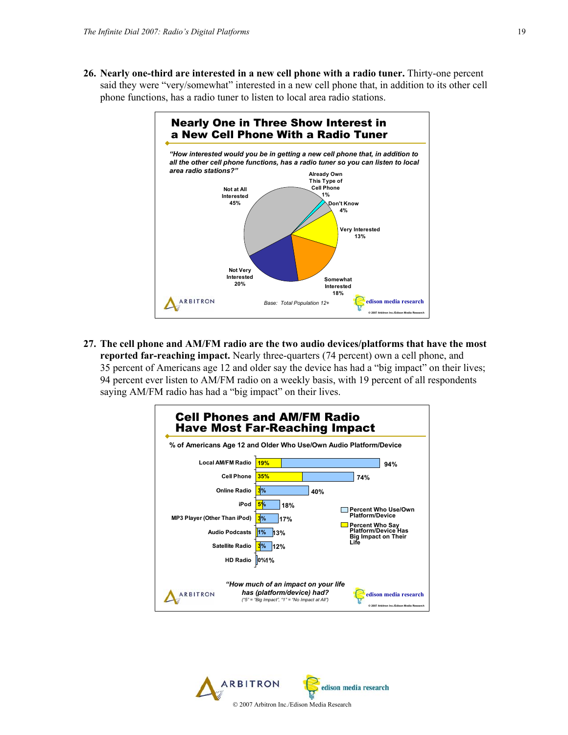26. **Nearly one-third are interested in a new cell phone with a radio tuner.** Thirty-one percent said they were "very/somewhat" interested in a new cell phone that, in addition to its other cell phone functions, has a radio tuner to listen to local area radio stations.

**Nearly One in Three Show Interest in a New Cell Phone With a Radio Tuner**

*"How interested would you be in getting a new cell phone that, in addition to all the other cell phone functions, has a radio tuner so you can listen to local area radio stations?"*

| Response | Percent |
|---|---|
| Not at All Interested | 45% |
| Already Own This Type of Cell Phone | 1% |
| Don't Know | 4% |
| Very Interested | 13% |
| Somewhat Interested | 18% |
| Not Very Interested | 20% |

Base: Total Population 12+

27. **The cell phone and AM/FM radio are the two audio devices/platforms that have the most reported far-reaching impact.** Nearly three-quarters (74 percent) own a cell phone, and 35 percent of Americans age 12 and older say the device has had a "big impact" on their lives; 94 percent ever listen to AM/FM radio on a weekly basis, with 19 percent of all respondents saying AM/FM radio has had a "big impact" on their lives.

**Cell Phones and AM/FM Radio Have Most Far-Reaching Impact**

% of Americans Age 12 and Older Who Use/Own Audio Platform/Device

| Platform/Device | Percent Who Say Platform/Device Has Big Impact on Their Life | Percent Who Use/Own Platform/Device |
|---|---|---|
| Local AM/FM Radio | 19% | 94% |
| Cell Phone | 35% | 74% |
| Online Radio | 3% | 40% |
| iPod | 5% | 18% |
| MP3 Player (Other Than iPod) | 3% | 17% |
| Audio Podcasts | 1% | 13% |
| Satellite Radio | 3% | 12% |
| HD Radio | 0% | 1% |

*"How much of an impact on your life has (platform/device) had?"*
("5" = "Big Impact", "1" = "No Impact at All")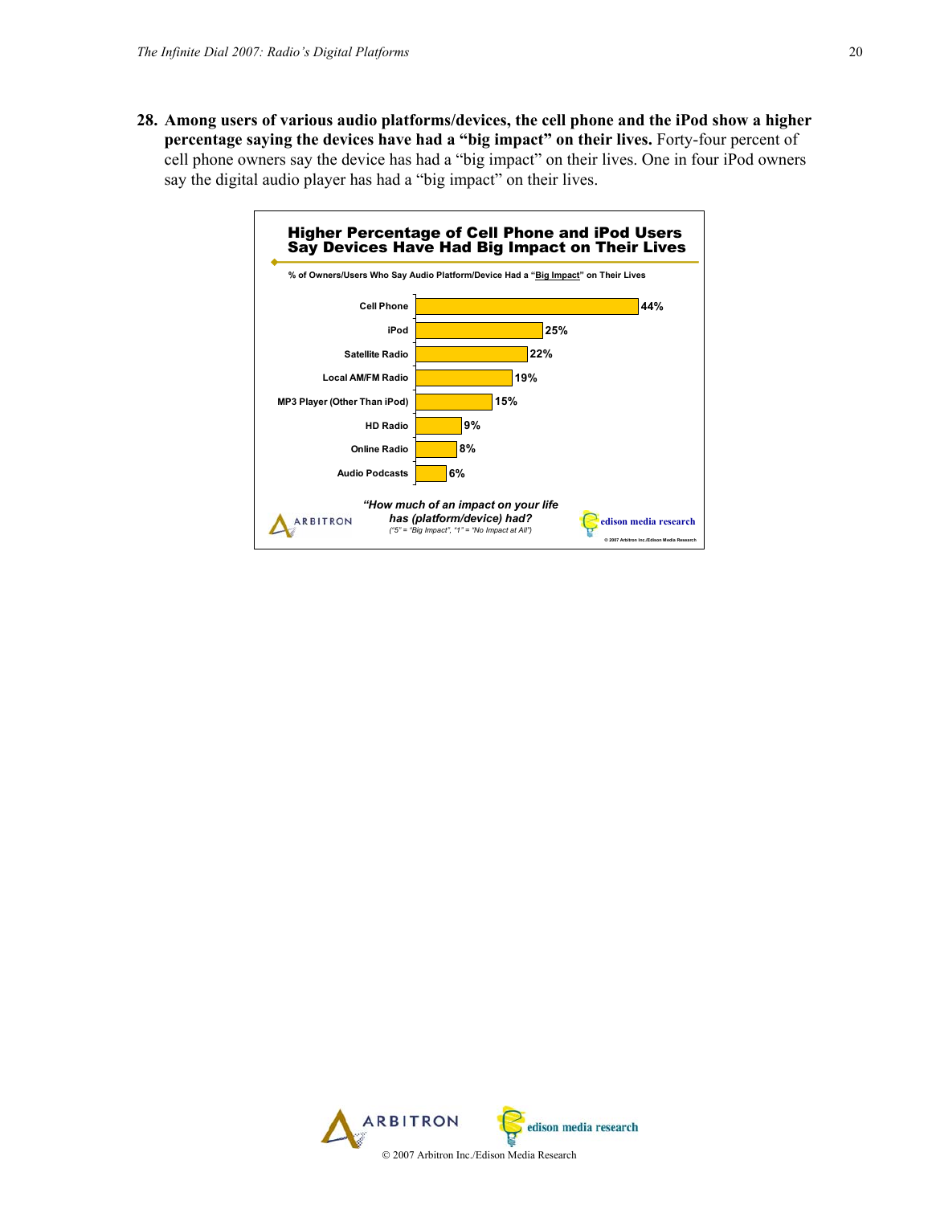**28. Among users of various audio platforms/devices, the cell phone and the iPod show a higher percentage saying the devices have had a "big impact" on their lives.** Forty-four percent of cell phone owners say the device has had a "big impact" on their lives. One in four iPod owners say the digital audio player has had a "big impact" on their lives.

**Higher Percentage of Cell Phone and iPod Users Say Devices Have Had Big Impact on Their Lives**

% of Owners/Users Who Say Audio Platform/Device Had a "Big Impact" on Their Lives

| Platform/Device | % |
| --- | --- |
| Cell Phone | 44% |
| iPod | 25% |
| Satellite Radio | 22% |
| Local AM/FM Radio | 19% |
| MP3 Player (Other Than iPod) | 15% |
| HD Radio | 9% |
| Online Radio | 8% |
| Audio Podcasts | 6% |

*"How much of an impact on your life has (platform/device) had?*
*("5" = "Big Impact", "1" = "No Impact at All")*

ARBITRON | edison media research

© 2007 Arbitron Inc./Edison Media Research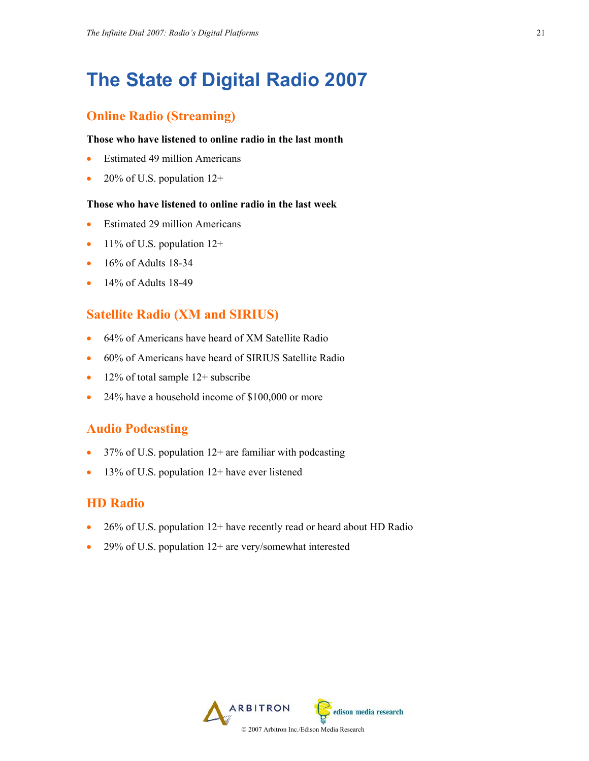# The State of Digital Radio 2007

## Online Radio (Streaming)

**Those who have listened to online radio in the last month**

- Estimated 49 million Americans
- 20% of U.S. population 12+

**Those who have listened to online radio in the last week**

- Estimated 29 million Americans
- 11% of U.S. population 12+
- 16% of Adults 18-34
- 14% of Adults 18-49

## Satellite Radio (XM and SIRIUS)

- 64% of Americans have heard of XM Satellite Radio
- 60% of Americans have heard of SIRIUS Satellite Radio
- 12% of total sample 12+ subscribe
- 24% have a household income of $100,000 or more

## Audio Podcasting

- 37% of U.S. population 12+ are familiar with podcasting
- 13% of U.S. population 12+ have ever listened

## HD Radio

- 26% of U.S. population 12+ have recently read or heard about HD Radio
- 29% of U.S. population 12+ are very/somewhat interested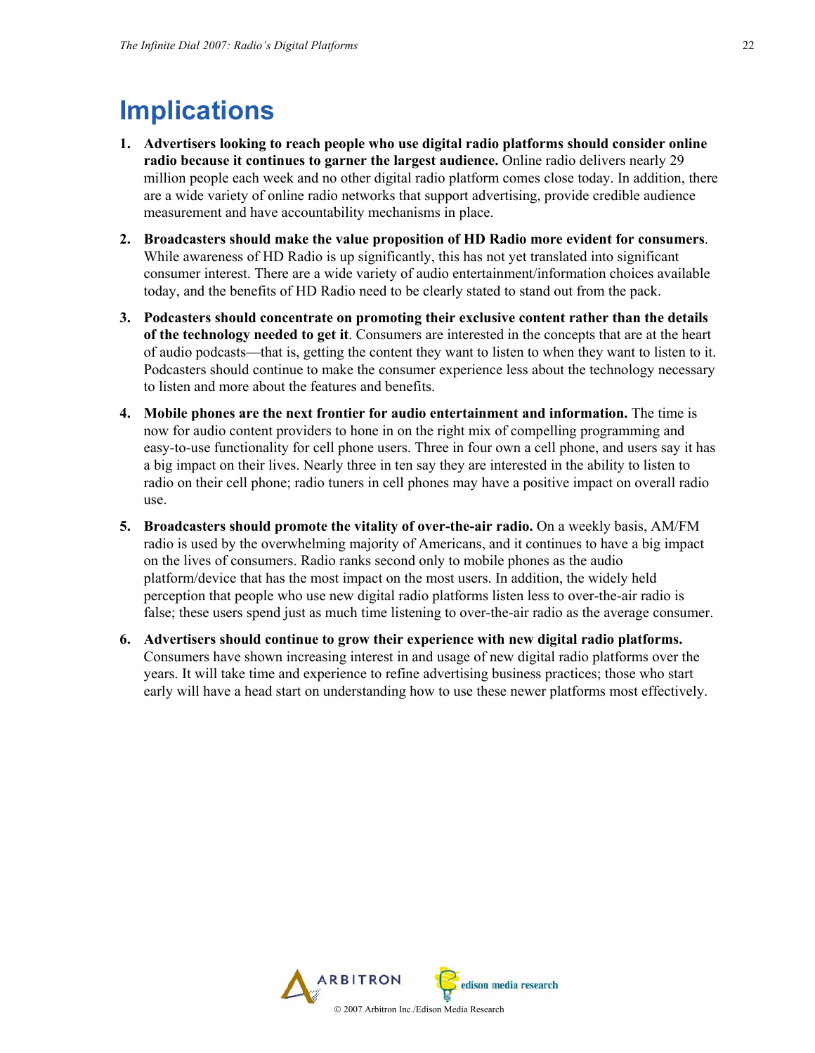# Implications

1. **Advertisers looking to reach people who use digital radio platforms should consider online radio because it continues to garner the largest audience.** Online radio delivers nearly 29 million people each week and no other digital radio platform comes close today. In addition, there are a wide variety of online radio networks that support advertising, provide credible audience measurement and have accountability mechanisms in place.

2. **Broadcasters should make the value proposition of HD Radio more evident for consumers**. While awareness of HD Radio is up significantly, this has not yet translated into significant consumer interest. There are a wide variety of audio entertainment/information choices available today, and the benefits of HD Radio need to be clearly stated to stand out from the pack.

3. **Podcasters should concentrate on promoting their exclusive content rather than the details of the technology needed to get it**. Consumers are interested in the concepts that are at the heart of audio podcasts—that is, getting the content they want to listen to when they want to listen to it. Podcasters should continue to make the consumer experience less about the technology necessary to listen and more about the features and benefits.

4. **Mobile phones are the next frontier for audio entertainment and information.** The time is now for audio content providers to hone in on the right mix of compelling programming and easy-to-use functionality for cell phone users. Three in four own a cell phone, and users say it has a big impact on their lives. Nearly three in ten say they are interested in the ability to listen to radio on their cell phone; radio tuners in cell phones may have a positive impact on overall radio use.

5. **Broadcasters should promote the vitality of over-the-air radio.** On a weekly basis, AM/FM radio is used by the overwhelming majority of Americans, and it continues to have a big impact on the lives of consumers. Radio ranks second only to mobile phones as the audio platform/device that has the most impact on the most users. In addition, the widely held perception that people who use new digital radio platforms listen less to over-the-air radio is false; these users spend just as much time listening to over-the-air radio as the average consumer.

6. **Advertisers should continue to grow their experience with new digital radio platforms.** Consumers have shown increasing interest in and usage of new digital radio platforms over the years. It will take time and experience to refine advertising business practices; those who start early will have a head start on understanding how to use these newer platforms most effectively.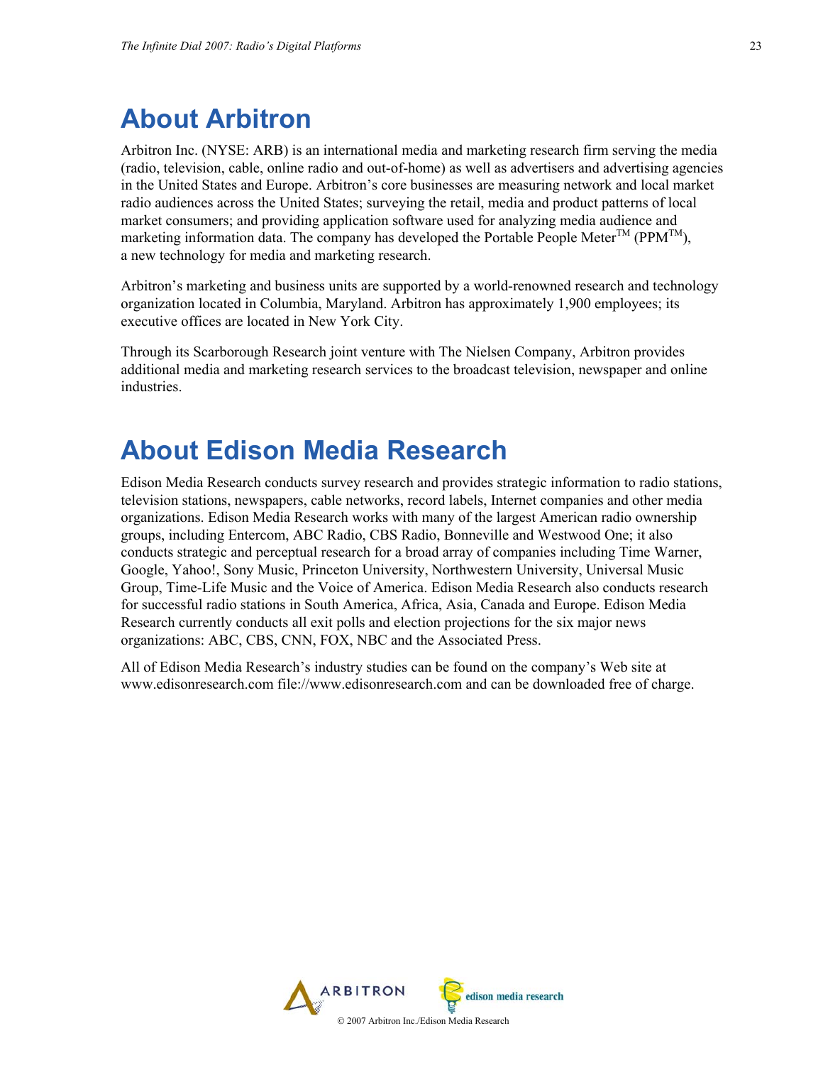# About Arbitron

Arbitron Inc. (NYSE: ARB) is an international media and marketing research firm serving the media (radio, television, cable, online radio and out-of-home) as well as advertisers and advertising agencies in the United States and Europe. Arbitron's core businesses are measuring network and local market radio audiences across the United States; surveying the retail, media and product patterns of local market consumers; and providing application software used for analyzing media audience and marketing information data. The company has developed the Portable People Meter™ (PPM™), a new technology for media and marketing research.

Arbitron's marketing and business units are supported by a world-renowned research and technology organization located in Columbia, Maryland. Arbitron has approximately 1,900 employees; its executive offices are located in New York City.

Through its Scarborough Research joint venture with The Nielsen Company, Arbitron provides additional media and marketing research services to the broadcast television, newspaper and online industries.

# About Edison Media Research

Edison Media Research conducts survey research and provides strategic information to radio stations, television stations, newspapers, cable networks, record labels, Internet companies and other media organizations. Edison Media Research works with many of the largest American radio ownership groups, including Entercom, ABC Radio, CBS Radio, Bonneville and Westwood One; it also conducts strategic and perceptual research for a broad array of companies including Time Warner, Google, Yahoo!, Sony Music, Princeton University, Northwestern University, Universal Music Group, Time-Life Music and the Voice of America. Edison Media Research also conducts research for successful radio stations in South America, Africa, Asia, Canada and Europe. Edison Media Research currently conducts all exit polls and election projections for the six major news organizations: ABC, CBS, CNN, FOX, NBC and the Associated Press.

All of Edison Media Research's industry studies can be found on the company's Web site at www.edisonresearch.com file://www.edisonresearch.com and can be downloaded free of charge.

ARBITRON edison media research

© 2007 Arbitron Inc./Edison Media Research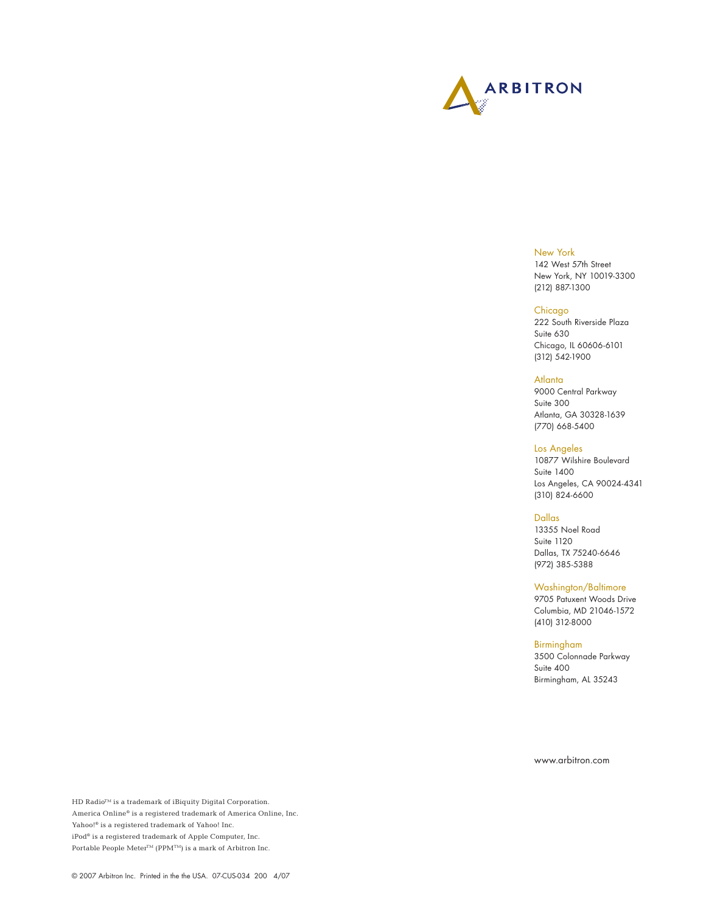ARBITRON

**New York**
142 West 57th Street
New York, NY 10019-3300
(212) 887-1300

**Chicago**
222 South Riverside Plaza
Suite 630
Chicago, IL 60606-6101
(312) 542-1900

**Atlanta**
9000 Central Parkway
Suite 300
Atlanta, GA 30328-1639
(770) 668-5400

**Los Angeles**
10877 Wilshire Boulevard
Suite 1400
Los Angeles, CA 90024-4341
(310) 824-6600

**Dallas**
13355 Noel Road
Suite 1120
Dallas, TX 75240-6646
(972) 385-5388

**Washington/Baltimore**
9705 Patuxent Woods Drive
Columbia, MD 21046-1572
(410) 312-8000

**Birmingham**
3500 Colonnade Parkway
Suite 400
Birmingham, AL 35243

www.arbitron.com

HD Radio™ is a trademark of iBiquity Digital Corporation.
America Online® is a registered trademark of America Online, Inc.
Yahoo!® is a registered trademark of Yahoo! Inc.
iPod® is a registered trademark of Apple Computer, Inc.
Portable People Meter™ (PPM™) is a mark of Arbitron Inc.

© 2007 Arbitron Inc. Printed in the the USA. 07-CUS-034 200 4/07